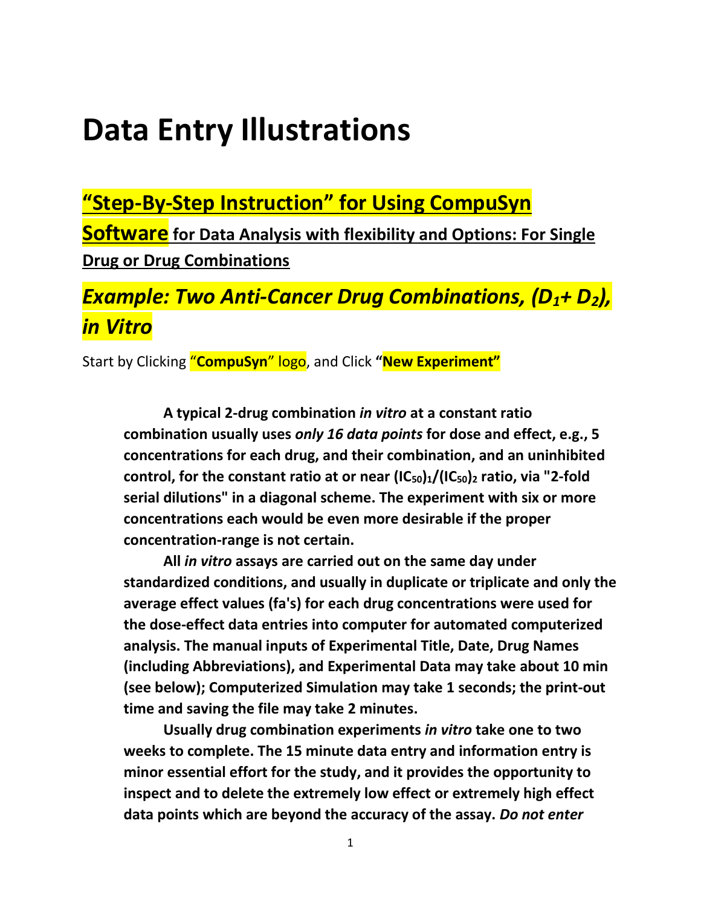# Data Entry Illustrations

## “Step-By-Step Instruction” for Using CompuSyn Software for Data Analysis with flexibility and Options: For Single Drug or Drug Combinations

## *Example: Two Anti-Cancer Drug Combinations, ($D_1$+ $D_2$), in Vitro*

Start by Clicking “**CompuSyn**” logo, and Click **“New Experiment”**

**A typical 2-drug combination *in vitro* at a constant ratio combination usually uses *only 16 data points* for dose and effect, e.g., 5 concentrations for each drug, and their combination, and an uninhibited control, for the constant ratio at or near $(IC_{50})_1/(IC_{50})_2$ ratio, via "2-fold serial dilutions" in a diagonal scheme. The experiment with six or more concentrations each would be even more desirable if the proper concentration-range is not certain.**

**All *in vitro* assays are carried out on the same day under standardized conditions, and usually in duplicate or triplicate and only the average effect values (fa's) for each drug concentrations were used for the dose-effect data entries into computer for automated computerized analysis. The manual inputs of Experimental Title, Date, Drug Names (including Abbreviations), and Experimental Data may take about 10 min (see below); Computerized Simulation may take 1 seconds; the print-out time and saving the file may take 2 minutes.**

**Usually drug combination experiments *in vitro* take one to two weeks to complete. The 15 minute data entry and information entry is minor essential effort for the study, and it provides the opportunity to inspect and to delete the extremely low effect or extremely high effect data points which are beyond the accuracy of the assay. *Do not enter***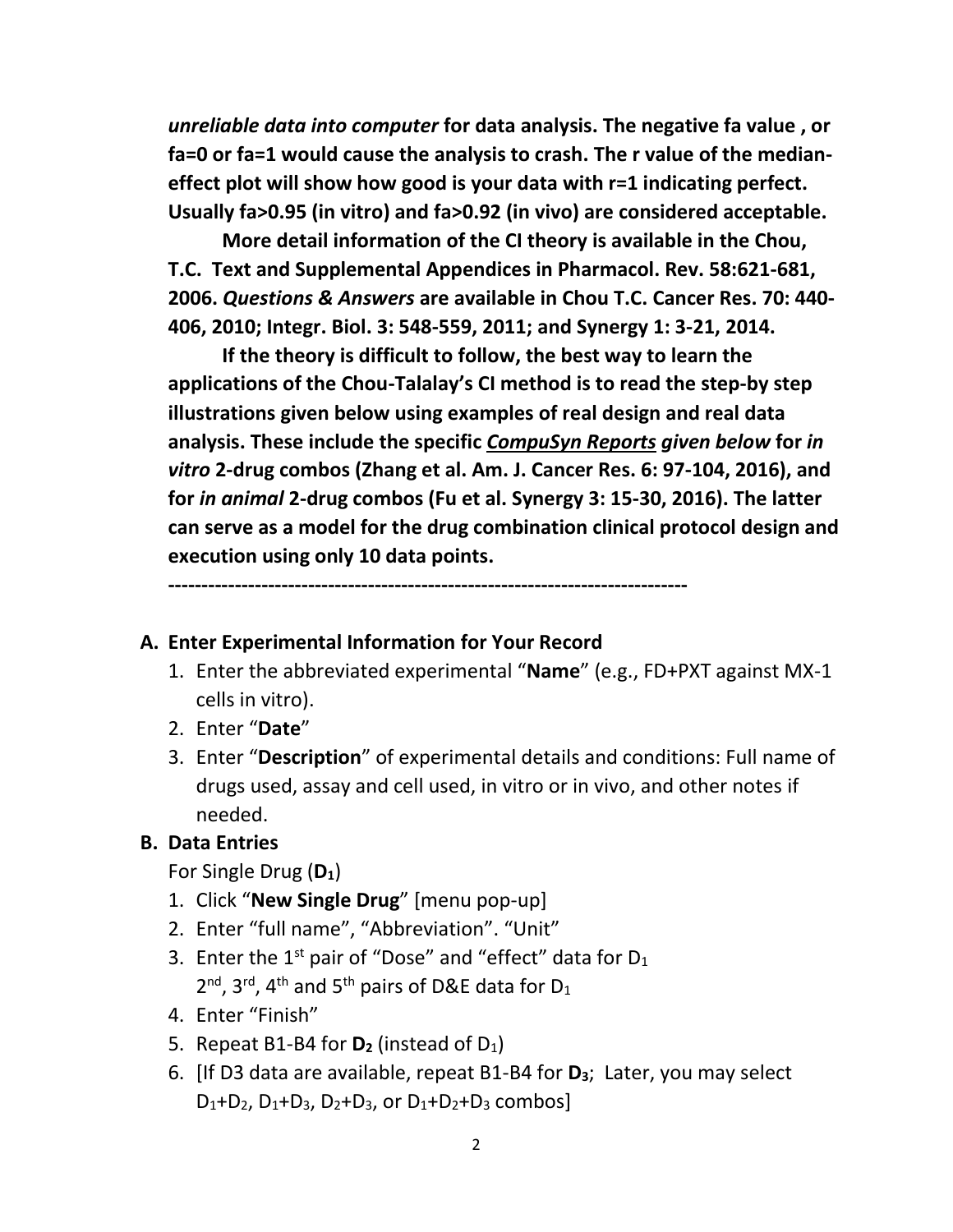***unreliable data into computer* for data analysis. The negative fa value , or fa=0 or fa=1 would cause the analysis to crash. The r value of the median-effect plot will show how good is your data with r=1 indicating perfect. Usually fa>0.95 (in vitro) and fa>0.92 (in vivo) are considered acceptable.**

**More detail information of the CI theory is available in the Chou, T.C. Text and Supplemental Appendices in Pharmacol. Rev. 58:621-681, 2006. *Questions & Answers* are available in Chou T.C. Cancer Res. 70: 440-406, 2010; Integr. Biol. 3: 548-559, 2011; and Synergy 1: 3-21, 2014.**

**If the theory is difficult to follow, the best way to learn the applications of the Chou-Talalay's CI method is to read the step-by step illustrations given below using examples of real design and real data analysis. These include the specific *CompuSyn Reports given below* for *in vitro* 2-drug combos (Zhang et al. Am. J. Cancer Res. 6: 97-104, 2016), and for *in animal* 2-drug combos (Fu et al. Synergy 3: 15-30, 2016). The latter can serve as a model for the drug combination clinical protocol design and execution using only 10 data points.**

**-----------------------------------------------------------------------------**

**A. Enter Experimental Information for Your Record**

1. Enter the abbreviated experimental "**Name**" (e.g., FD+PXT against MX-1 cells in vitro).
2. Enter "**Date**"
3. Enter "**Description**" of experimental details and conditions: Full name of drugs used, assay and cell used, in vitro or in vivo, and other notes if needed.

**B. Data Entries**

For Single Drug (**$D_1$**)

1. Click "**New Single Drug**" [menu pop-up]
2. Enter "full name", "Abbreviation". "Unit"
3. Enter the 1st pair of "Dose" and "effect" data for $D_1$
   2nd, 3rd, 4th and 5th pairs of D&E data for $D_1$
4. Enter "Finish"
5. Repeat B1-B4 for **$D_2$** (instead of $D_1$)
6. [If D3 data are available, repeat B1-B4 for **$D_3$**; Later, you may select $D_1$+$D_2$, $D_1$+$D_3$, $D_2$+$D_3$, or $D_1$+$D_2$+$D_3$ combos]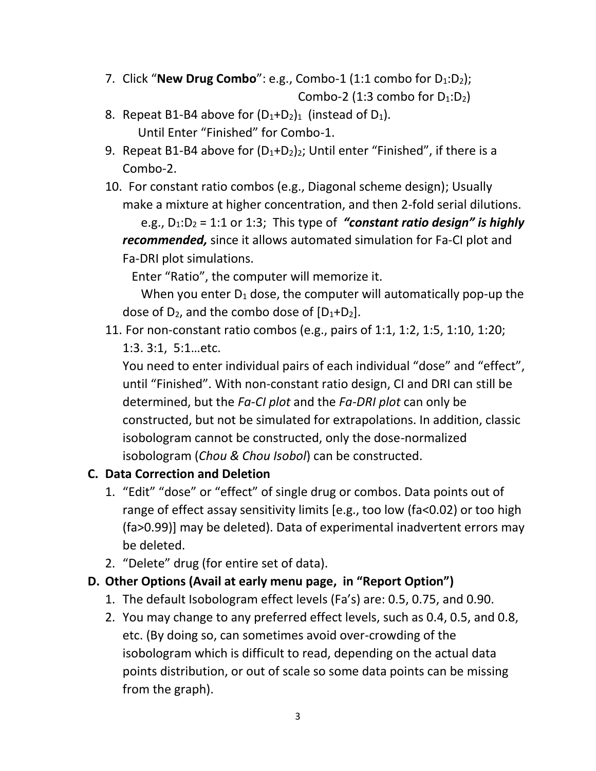7. Click "**New Drug Combo**": e.g., Combo-1 (1:1 combo for $D_1$:$D_2$);
   Combo-2 (1:3 combo for $D_1$:$D_2$)
8. Repeat B1-B4 above for $(D_1+D_2)_1$ (instead of $D_1$).
   Until Enter "Finished" for Combo-1.
9. Repeat B1-B4 above for $(D_1+D_2)_2$; Until enter "Finished", if there is a Combo-2.
10. For constant ratio combos (e.g., Diagonal scheme design); Usually make a mixture at higher concentration, and then 2-fold serial dilutions.
    e.g., $D_1$:$D_2$ = 1:1 or 1:3; This type of ***"constant ratio design" is highly recommended,*** since it allows automated simulation for Fa-CI plot and Fa-DRI plot simulations.
    Enter "Ratio", the computer will memorize it.
    When you enter $D_1$ dose, the computer will automatically pop-up the dose of $D_2$, and the combo dose of $[D_1+D_2]$.
11. For non-constant ratio combos (e.g., pairs of 1:1, 1:2, 1:5, 1:10, 1:20; 1:3. 3:1, 5:1…etc.
    You need to enter individual pairs of each individual "dose" and "effect", until "Finished". With non-constant ratio design, CI and DRI can still be determined, but the *Fa-CI plot* and the *Fa-DRI plot* can only be constructed, but not be simulated for extrapolations. In addition, classic isobologram cannot be constructed, only the dose-normalized isobologram (*Chou & Chou Isobol*) can be constructed.

### C. Data Correction and Deletion

1. "Edit" "dose" or "effect" of single drug or combos. Data points out of range of effect assay sensitivity limits [e.g., too low (fa<0.02) or too high (fa>0.99)] may be deleted). Data of experimental inadvertent errors may be deleted.
2. "Delete" drug (for entire set of data).

### D. Other Options (Avail at early menu page, in "Report Option")

1. The default Isobologram effect levels (Fa's) are: 0.5, 0.75, and 0.90.
2. You may change to any preferred effect levels, such as 0.4, 0.5, and 0.8, etc. (By doing so, can sometimes avoid over-crowding of the isobologram which is difficult to read, depending on the actual data points distribution, or out of scale so some data points can be missing from the graph).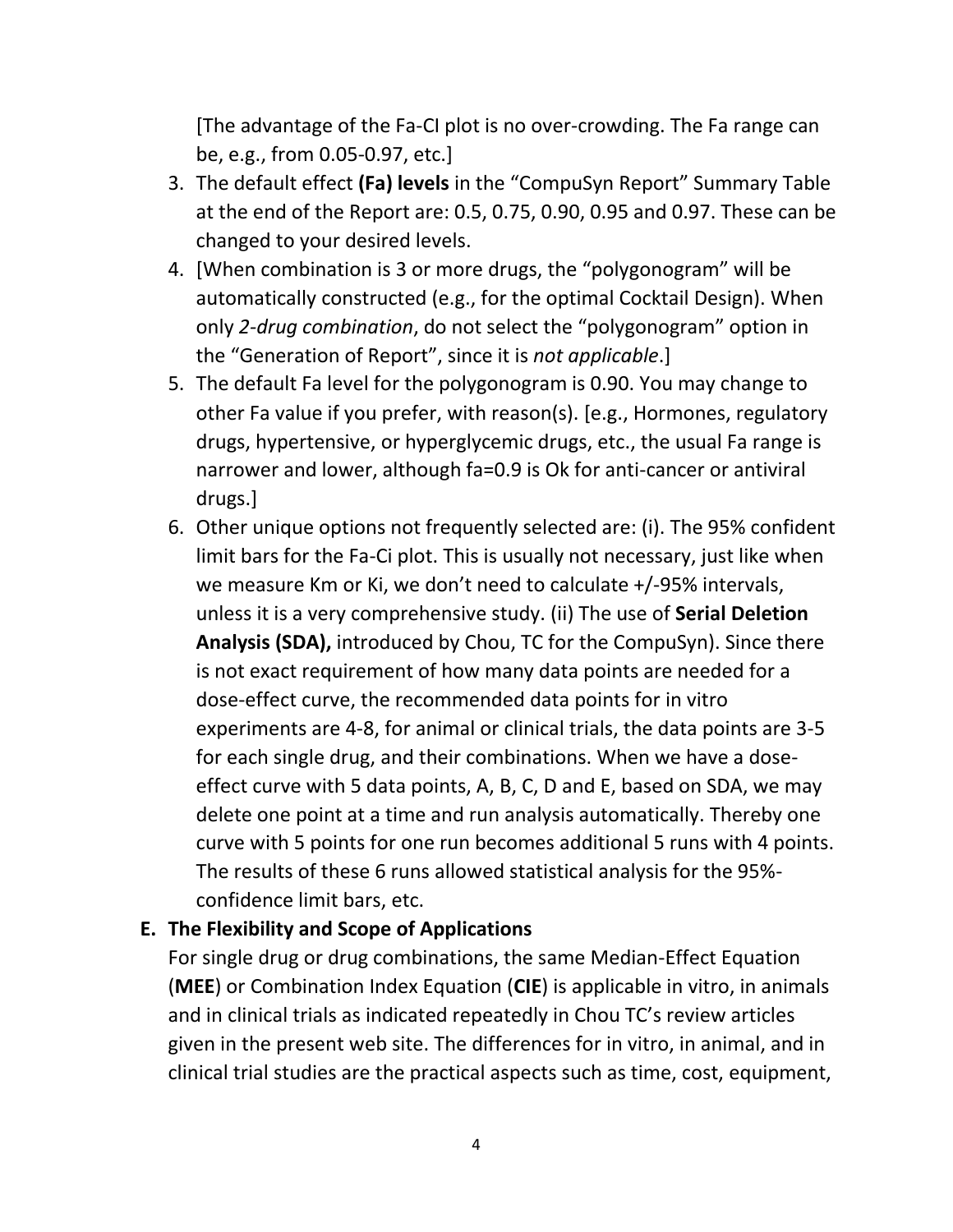[The advantage of the Fa-CI plot is no over-crowding. The Fa range can be, e.g., from 0.05-0.97, etc.]

3. The default effect **(Fa) levels** in the "CompuSyn Report" Summary Table at the end of the Report are: 0.5, 0.75, 0.90, 0.95 and 0.97. These can be changed to your desired levels.
4. [When combination is 3 or more drugs, the "polygonogram" will be automatically constructed (e.g., for the optimal Cocktail Design). When only *2-drug combination*, do not select the "polygonogram" option in the "Generation of Report", since it is *not applicable*.]
5. The default Fa level for the polygonogram is 0.90. You may change to other Fa value if you prefer, with reason(s). [e.g., Hormones, regulatory drugs, hypertensive, or hyperglycemic drugs, etc., the usual Fa range is narrower and lower, although fa=0.9 is Ok for anti-cancer or antiviral drugs.]
6. Other unique options not frequently selected are: (i). The 95% confident limit bars for the Fa-Ci plot. This is usually not necessary, just like when we measure Km or Ki, we don't need to calculate +/-95% intervals, unless it is a very comprehensive study. (ii) The use of **Serial Deletion Analysis (SDA),** introduced by Chou, TC for the CompuSyn). Since there is not exact requirement of how many data points are needed for a dose-effect curve, the recommended data points for in vitro experiments are 4-8, for animal or clinical trials, the data points are 3-5 for each single drug, and their combinations. When we have a dose-effect curve with 5 data points, A, B, C, D and E, based on SDA, we may delete one point at a time and run analysis automatically. Thereby one curve with 5 points for one run becomes additional 5 runs with 4 points. The results of these 6 runs allowed statistical analysis for the 95%-confidence limit bars, etc.

## E. The Flexibility and Scope of Applications

For single drug or drug combinations, the same Median-Effect Equation (**MEE**) or Combination Index Equation (**CIE**) is applicable in vitro, in animals and in clinical trials as indicated repeatedly in Chou TC's review articles given in the present web site. The differences for in vitro, in animal, and in clinical trial studies are the practical aspects such as time, cost, equipment,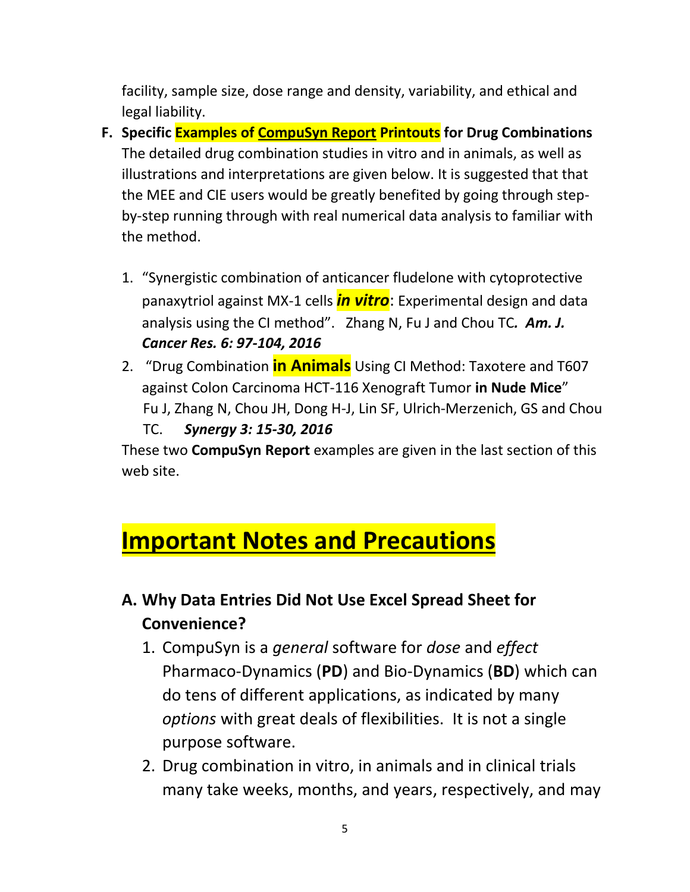facility, sample size, dose range and density, variability, and ethical and legal liability.

**F. Specific Examples of <u>CompuSyn Report</u> Printouts for Drug Combinations**

The detailed drug combination studies in vitro and in animals, as well as illustrations and interpretations are given below. It is suggested that that the MEE and CIE users would be greatly benefited by going through step-by-step running through with real numerical data analysis to familiar with the method.

1. "Synergistic combination of anticancer fludelone with cytoprotective panaxytriol against MX-1 cells ***in vitro***: Experimental design and data analysis using the CI method". Zhang N, Fu J and Chou TC*. **Am. J. Cancer Res. 6: 97-104, 2016***
2. "Drug Combination **in Animals** Using CI Method: Taxotere and T607 against Colon Carcinoma HCT-116 Xenograft Tumor **in Nude Mice**" Fu J, Zhang N, Chou JH, Dong H-J, Lin SF, Ulrich-Merzenich, GS and Chou TC. ***Synergy 3: 15-30, 2016***

These two **CompuSyn Report** examples are given in the last section of this web site.

# <u>Important Notes and Precautions</u>

## A. Why Data Entries Did Not Use Excel Spread Sheet for Convenience?

1. CompuSyn is a *general* software for *dose* and *effect* Pharmaco-Dynamics (**PD**) and Bio-Dynamics (**BD**) which can do tens of different applications, as indicated by many *options* with great deals of flexibilities. It is not a single purpose software.
2. Drug combination in vitro, in animals and in clinical trials many take weeks, months, and years, respectively, and may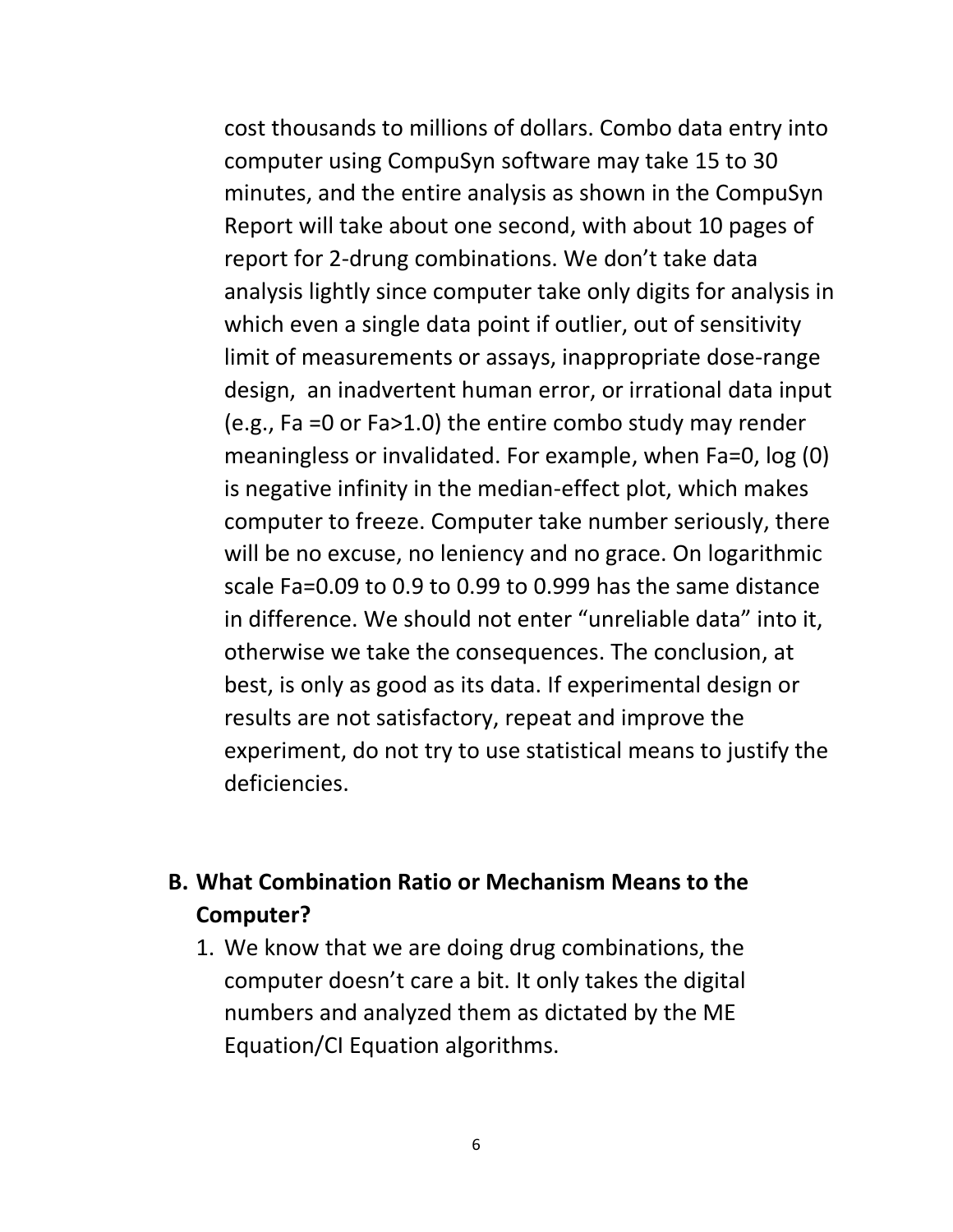cost thousands to millions of dollars. Combo data entry into computer using CompuSyn software may take 15 to 30 minutes, and the entire analysis as shown in the CompuSyn Report will take about one second, with about 10 pages of report for 2-drung combinations. We don't take data analysis lightly since computer take only digits for analysis in which even a single data point if outlier, out of sensitivity limit of measurements or assays, inappropriate dose-range design, an inadvertent human error, or irrational data input (e.g., Fa =0 or Fa>1.0) the entire combo study may render meaningless or invalidated. For example, when Fa=0, log (0) is negative infinity in the median-effect plot, which makes computer to freeze. Computer take number seriously, there will be no excuse, no leniency and no grace. On logarithmic scale Fa=0.09 to 0.9 to 0.99 to 0.999 has the same distance in difference. We should not enter "unreliable data" into it, otherwise we take the consequences. The conclusion, at best, is only as good as its data. If experimental design or results are not satisfactory, repeat and improve the experiment, do not try to use statistical means to justify the deficiencies.

## B. What Combination Ratio or Mechanism Means to the Computer?

1. We know that we are doing drug combinations, the computer doesn't care a bit. It only takes the digital numbers and analyzed them as dictated by the ME Equation/CI Equation algorithms.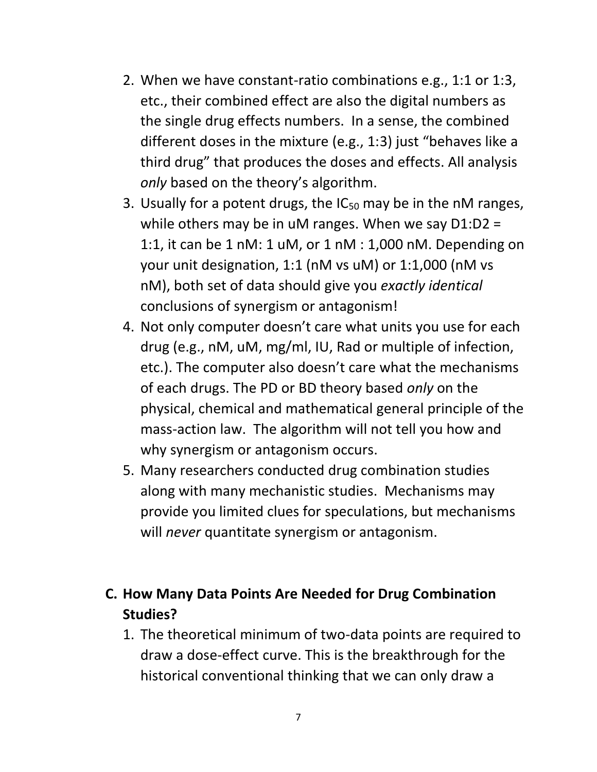2. When we have constant-ratio combinations e.g., 1:1 or 1:3, etc., their combined effect are also the digital numbers as the single drug effects numbers. In a sense, the combined different doses in the mixture (e.g., 1:3) just "behaves like a third drug" that produces the doses and effects. All analysis *only* based on the theory's algorithm.
3. Usually for a potent drugs, the $IC_{50}$ may be in the nM ranges, while others may be in uM ranges. When we say D1:D2 = 1:1, it can be 1 nM: 1 uM, or 1 nM : 1,000 nM. Depending on your unit designation, 1:1 (nM vs uM) or 1:1,000 (nM vs nM), both set of data should give you *exactly identical* conclusions of synergism or antagonism!
4. Not only computer doesn't care what units you use for each drug (e.g., nM, uM, mg/ml, IU, Rad or multiple of infection, etc.). The computer also doesn't care what the mechanisms of each drugs. The PD or BD theory based *only* on the physical, chemical and mathematical general principle of the mass-action law. The algorithm will not tell you how and why synergism or antagonism occurs.
5. Many researchers conducted drug combination studies along with many mechanistic studies. Mechanisms may provide you limited clues for speculations, but mechanisms will *never* quantitate synergism or antagonism.

## C. How Many Data Points Are Needed for Drug Combination Studies?

1. The theoretical minimum of two-data points are required to draw a dose-effect curve. This is the breakthrough for the historical conventional thinking that we can only draw a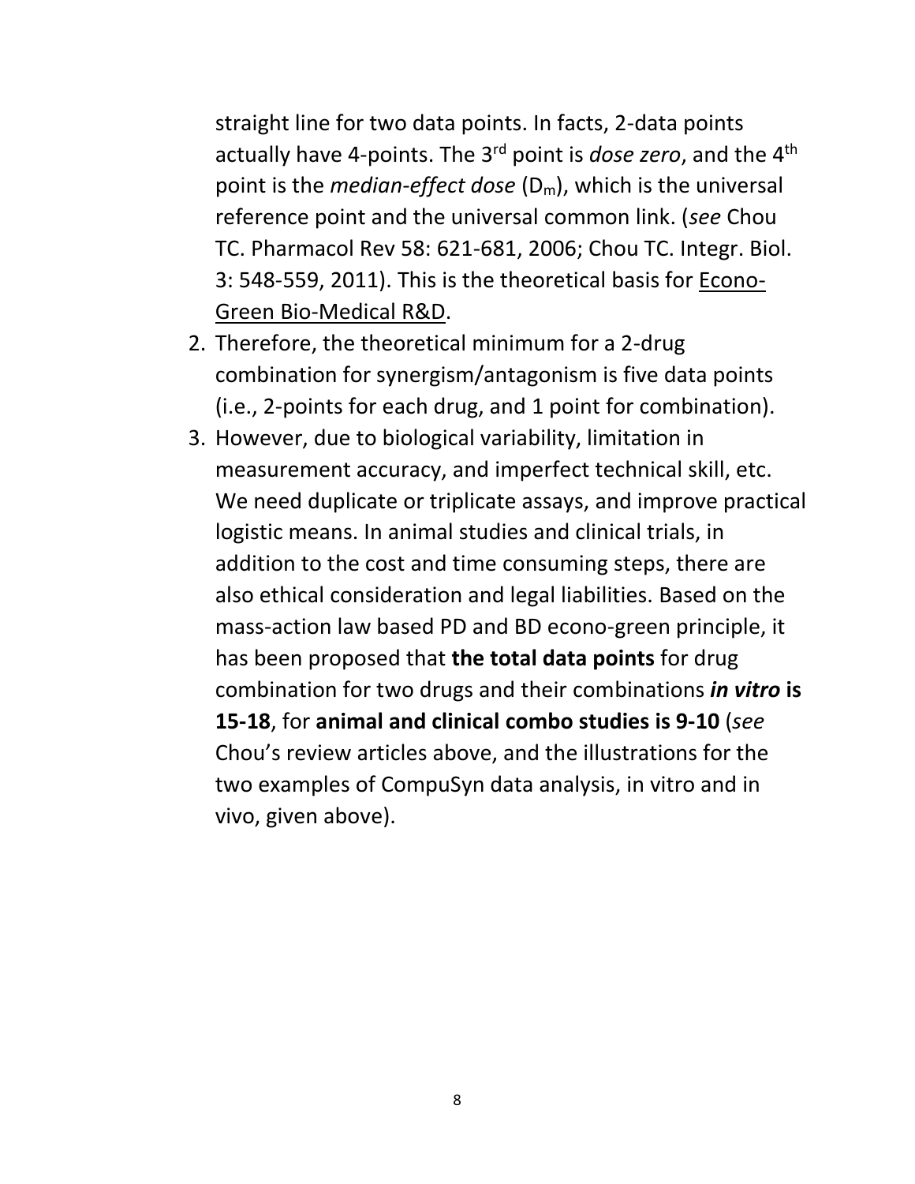straight line for two data points. In facts, 2-data points actually have 4-points. The 3rd point is *dose zero*, and the 4th point is the *median-effect dose* ($D_m$), which is the universal reference point and the universal common link. (*see* Chou TC. Pharmacol Rev 58: 621-681, 2006; Chou TC. Integr. Biol. 3: 548-559, 2011). This is the theoretical basis for Econo-Green Bio-Medical R&D.

2. Therefore, the theoretical minimum for a 2-drug combination for synergism/antagonism is five data points (i.e., 2-points for each drug, and 1 point for combination).
3. However, due to biological variability, limitation in measurement accuracy, and imperfect technical skill, etc. We need duplicate or triplicate assays, and improve practical logistic means. In animal studies and clinical trials, in addition to the cost and time consuming steps, there are also ethical consideration and legal liabilities. Based on the mass-action law based PD and BD econo-green principle, it has been proposed that **the total data points** for drug combination for two drugs and their combinations ***in vitro* is 15-18**, for **animal and clinical combo studies is 9-10** (*see* Chou's review articles above, and the illustrations for the two examples of CompuSyn data analysis, in vitro and in vivo, given above).